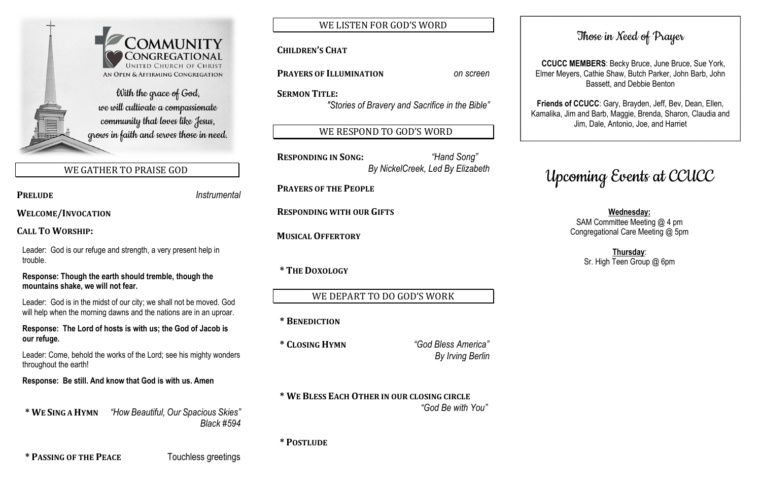# COMMUNITY CONGREGATIONAL

UNITED CHURCH OF CHRIST

AN OPEN & AFFIRMING CONGREGATION

*With the grace of God, we will cultivate a compassionate community that loves like Jesus, grows in faith and serves those in need.*

## WE GATHER TO PRAISE GOD

**PRELUDE** *Instrumental*

**WELCOME/INVOCATION**

**CALL TO WORSHIP:**

Leader: God is our refuge and strength, a very present help in trouble.

**Response: Though the earth should tremble, though the mountains shake, we will not fear.**

Leader: God is in the midst of our city; we shall not be moved. God will help when the morning dawns and the nations are in an uproar.

**Response: The Lord of hosts is with us; the God of Jacob is our refuge.**

Leader: Come, behold the works of the Lord; see his mighty wonders throughout the earth!

**Response: Be still. And know that God is with us. Amen**

**\* WE SING A HYMN** *"How Beautiful, Our Spacious Skies" Black #594*

**\* PASSING OF THE PEACE** Touchless greetings

## WE LISTEN FOR GOD'S WORD

**CHILDREN'S CHAT**

**PRAYERS OF ILLUMINATION** *on screen*

**SERMON TITLE:**
*"Stories of Bravery and Sacrifice in the Bible"*

## WE RESPOND TO GOD'S WORD

**RESPONDING IN SONG:** *"Hand Song" By NickelCreek, Led By Elizabeth*

**PRAYERS OF THE PEOPLE**

**RESPONDING WITH OUR GIFTS**

**MUSICAL OFFERTORY**

**\* THE DOXOLOGY**

## WE DEPART TO DO GOD'S WORK

**\* BENEDICTION**

**\* CLOSING HYMN** *"God Bless America" By Irving Berlin*

**\* WE BLESS EACH OTHER IN OUR CLOSING CIRCLE**
*"God Be with You"*

**\* POSTLUDE**

## Those in Need of Prayer

**CCUCC MEMBERS**: Becky Bruce, June Bruce, Sue York, Elmer Meyers, Cathie Shaw, Butch Parker, John Barb, John Bassett, and Debbie Benton

**Friends of CCUCC**: Gary, Brayden, Jeff, Bev, Dean, Ellen, Kamalika, Jim and Barb, Maggie, Brenda, Sharon, Claudia and Jim, Dale, Antonio, Joe, and Harriet

# Upcoming Events at CCUCC

**Wednesday:**
SAM Committee Meeting @ 4 pm
Congregational Care Meeting @ 5pm

**Thursday**:
Sr. High Teen Group @ 6pm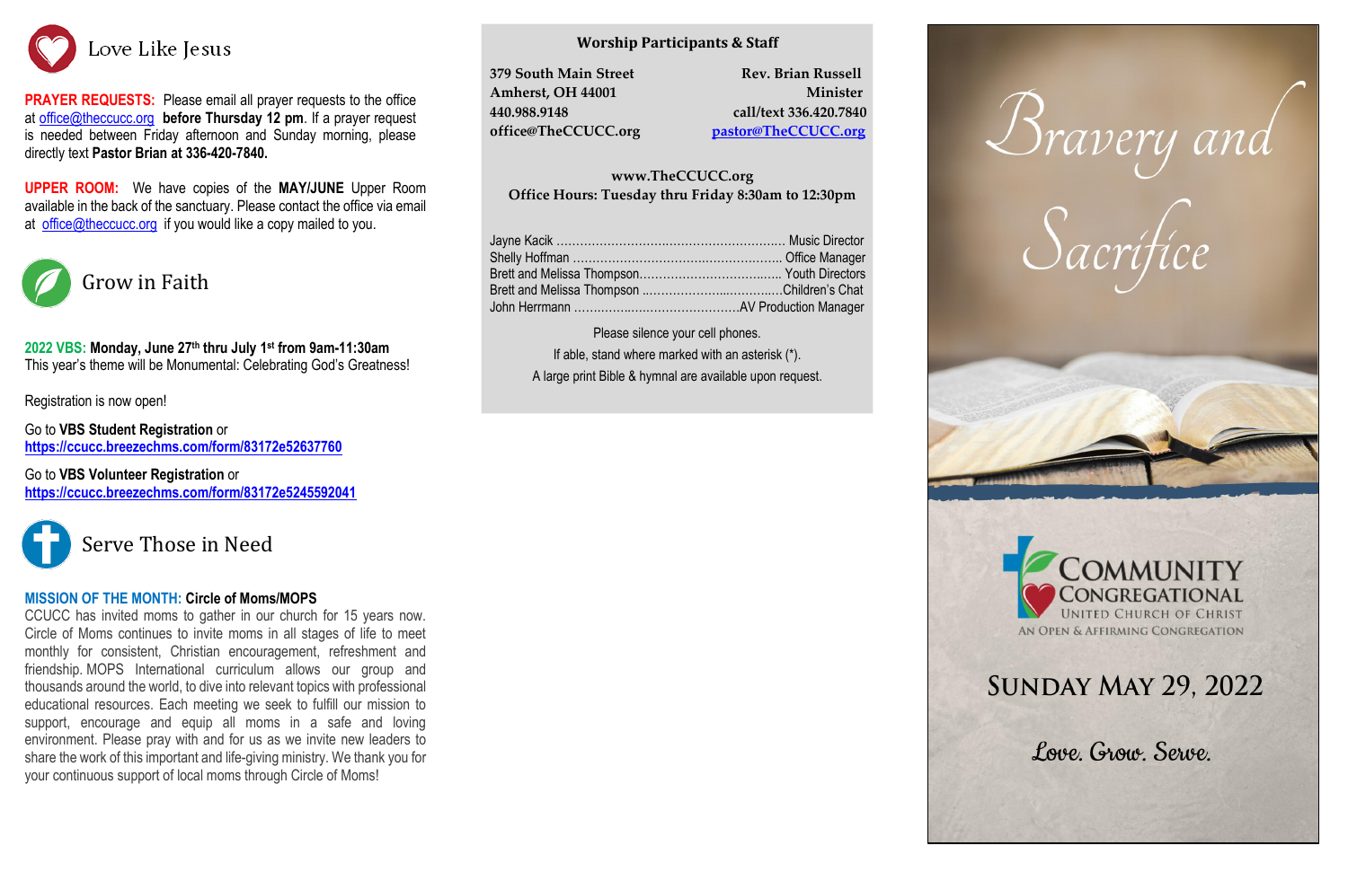## Love Like Jesus

**PRAYER REQUESTS:** Please email all prayer requests to the office at office@theccucc.org **before Thursday 12 pm**. If a prayer request is needed between Friday afternoon and Sunday morning, please directly text **Pastor Brian at 336-420-7840.**

**UPPER ROOM:** We have copies of the **MAY/JUNE** Upper Room available in the back of the sanctuary. Please contact the office via email at office@theccucc.org if you would like a copy mailed to you.

## Grow in Faith

**2022 VBS: Monday, June 27th thru July 1st from 9am-11:30am**
This year's theme will be Monumental: Celebrating God's Greatness!

Registration is now open!

Go to **VBS Student Registration** or
**https://ccucc.breezechms.com/form/83172e52637760**

Go to **VBS Volunteer Registration** or
**https://ccucc.breezechms.com/form/83172e5245592041**

## Serve Those in Need

**MISSION OF THE MONTH: Circle of Moms/MOPS**
CCUCC has invited moms to gather in our church for 15 years now. Circle of Moms continues to invite moms in all stages of life to meet monthly for consistent, Christian encouragement, refreshment and friendship. MOPS International curriculum allows our group and thousands around the world, to dive into relevant topics with professional educational resources. Each meeting we seek to fulfill our mission to support, encourage and equip all moms in a safe and loving environment. Please pray with and for us as we invite new leaders to share the work of this important and life-giving ministry. We thank you for your continuous support of local moms through Circle of Moms!

### Worship Participants & Staff

| | |
|---|---|
| 379 South Main Street | Rev. Brian Russell |
| Amherst, OH 44001 | Minister |
| 440.988.9148 | call/text 336.420.7840 |
| office@TheCCUCC.org | pastor@TheCCUCC.org |

www.TheCCUCC.org
Office Hours: Tuesday thru Friday 8:30am to 12:30pm

Jayne Kacik .......... Music Director
Shelly Hoffman .......... Office Manager
Brett and Melissa Thompson.......... Youth Directors
Brett and Melissa Thompson ..........Children's Chat
John Herrmann ..........AV Production Manager

Please silence your cell phones.
If able, stand where marked with an asterisk (*).
A large print Bible & hymnal are available upon request.

# Bravery and Sacrifice

COMMUNITY CONGREGATIONAL
UNITED CHURCH OF CHRIST
AN OPEN & AFFIRMING CONGREGATION

## SUNDAY MAY 29, 2022

*Love. Grow. Serve.*